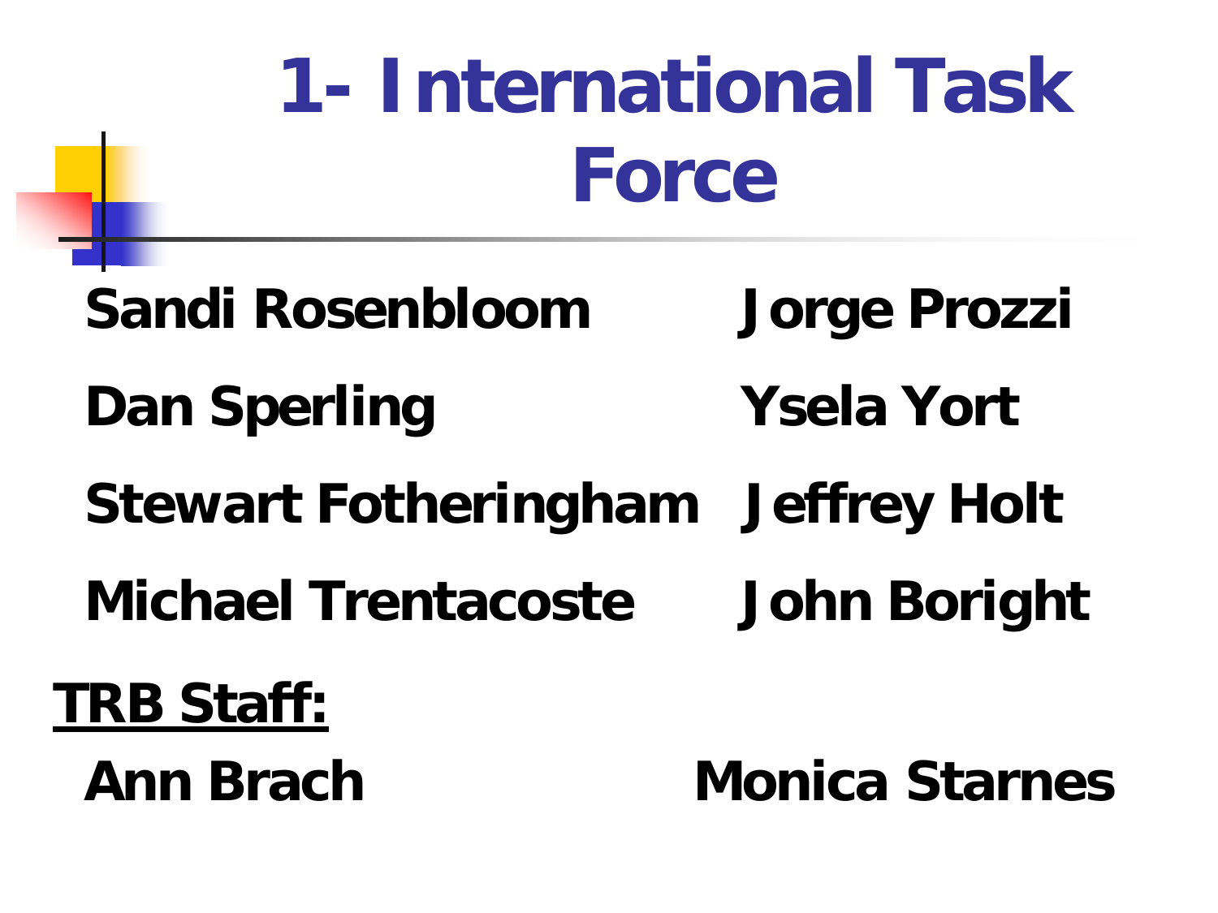# 1- International Task Force

**Sandi Rosenbloom** **Jorge Prozzi**

**Dan Sperling** **Ysela Yort**

**Stewart Fotheringham** **Jeffrey Holt**

**Michael Trentacoste** **John Boright**

**TRB Staff:**

**Ann Brach** **Monica Starnes**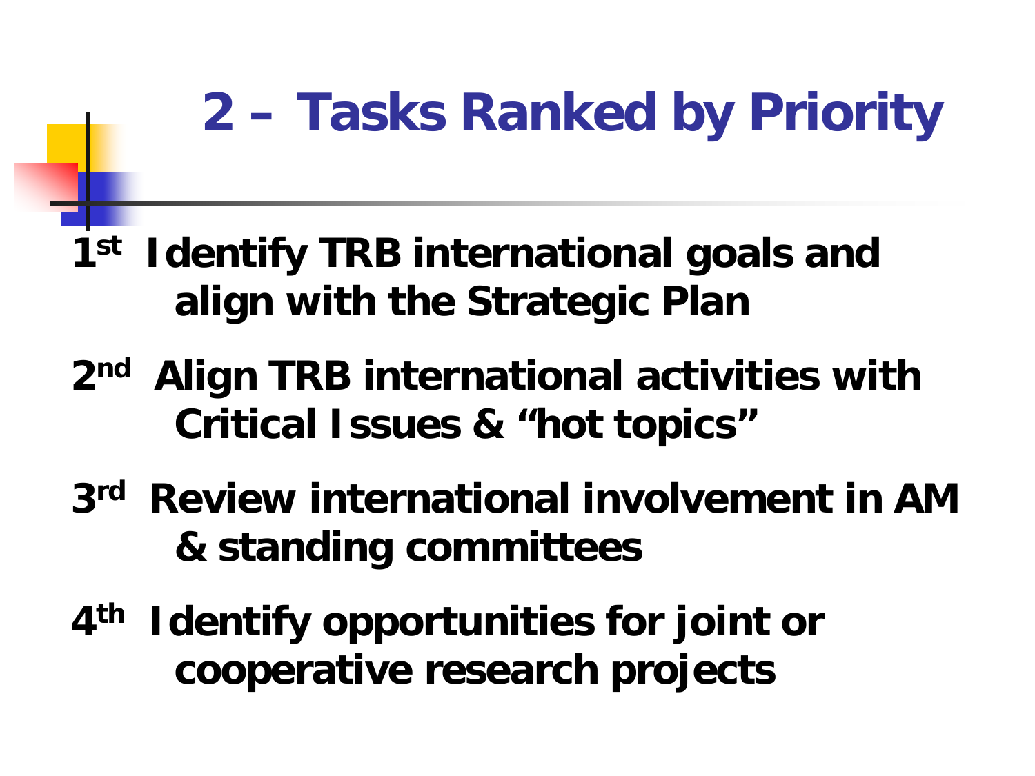# 2 – Tasks Ranked by Priority

1st Identify TRB international goals and align with the Strategic Plan

2nd Align TRB international activities with Critical Issues & "hot topics"

3rd Review international involvement in AM & standing committees

4th Identify opportunities for joint or cooperative research projects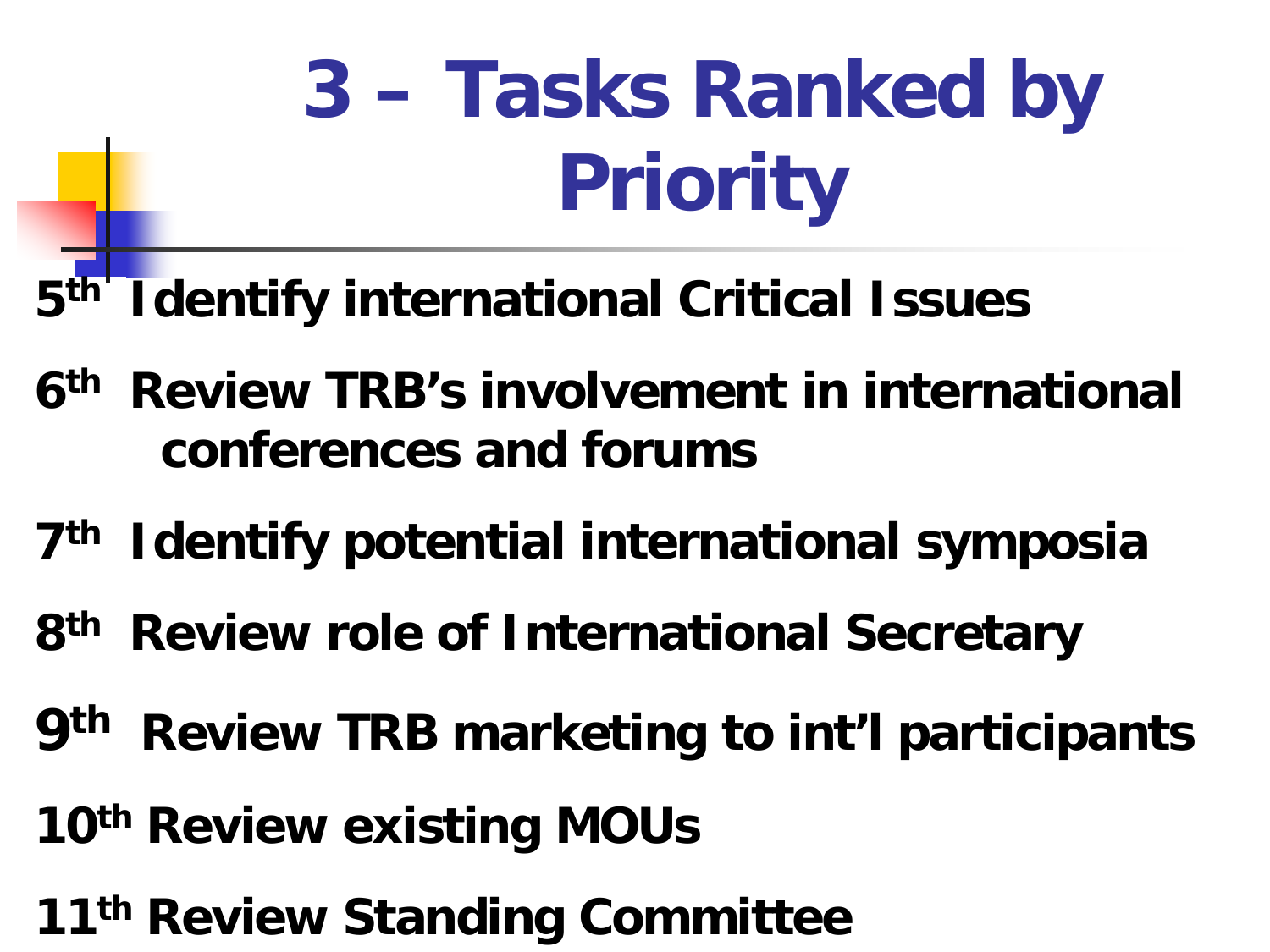# 3 – Tasks Ranked by Priority

- 5th Identify international Critical Issues
- 6th Review TRB's involvement in international conferences and forums
- 7th Identify potential international symposia
- 8th Review role of International Secretary
- 9th Review TRB marketing to int'l participants
- 10th Review existing MOUs
- 11th Review Standing Committee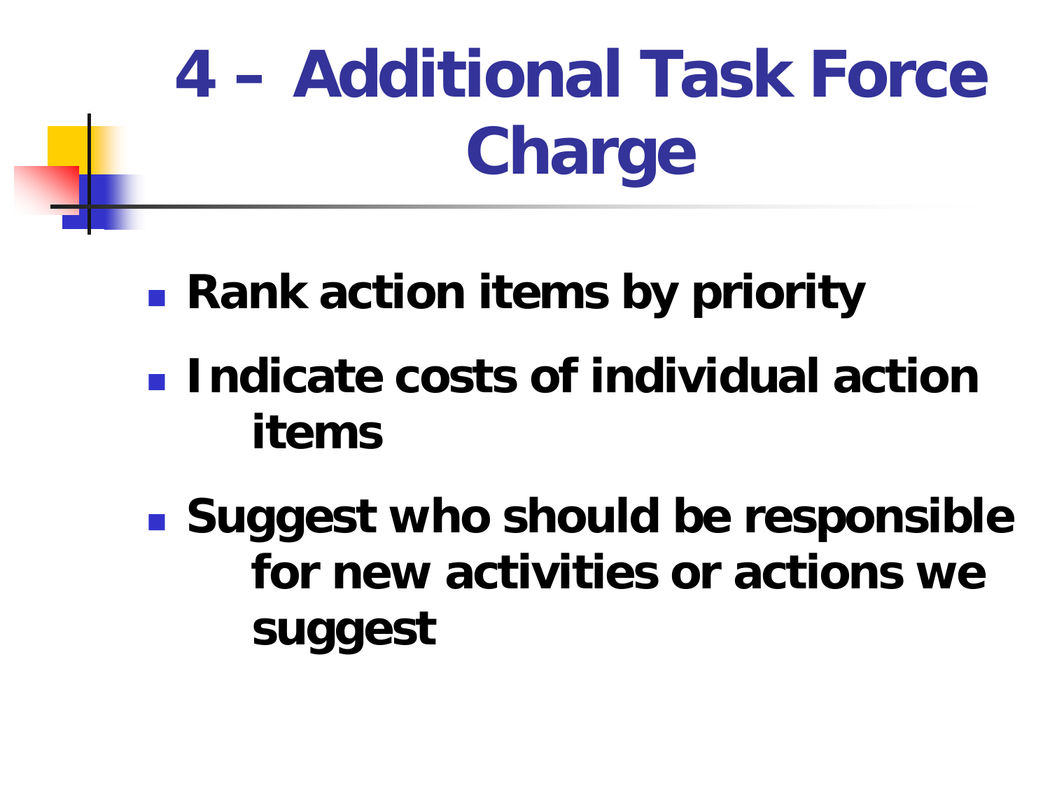# 4 – Additional Task Force Charge

- Rank action items by priority
- Indicate costs of individual action items
- Suggest who should be responsible for new activities or actions we suggest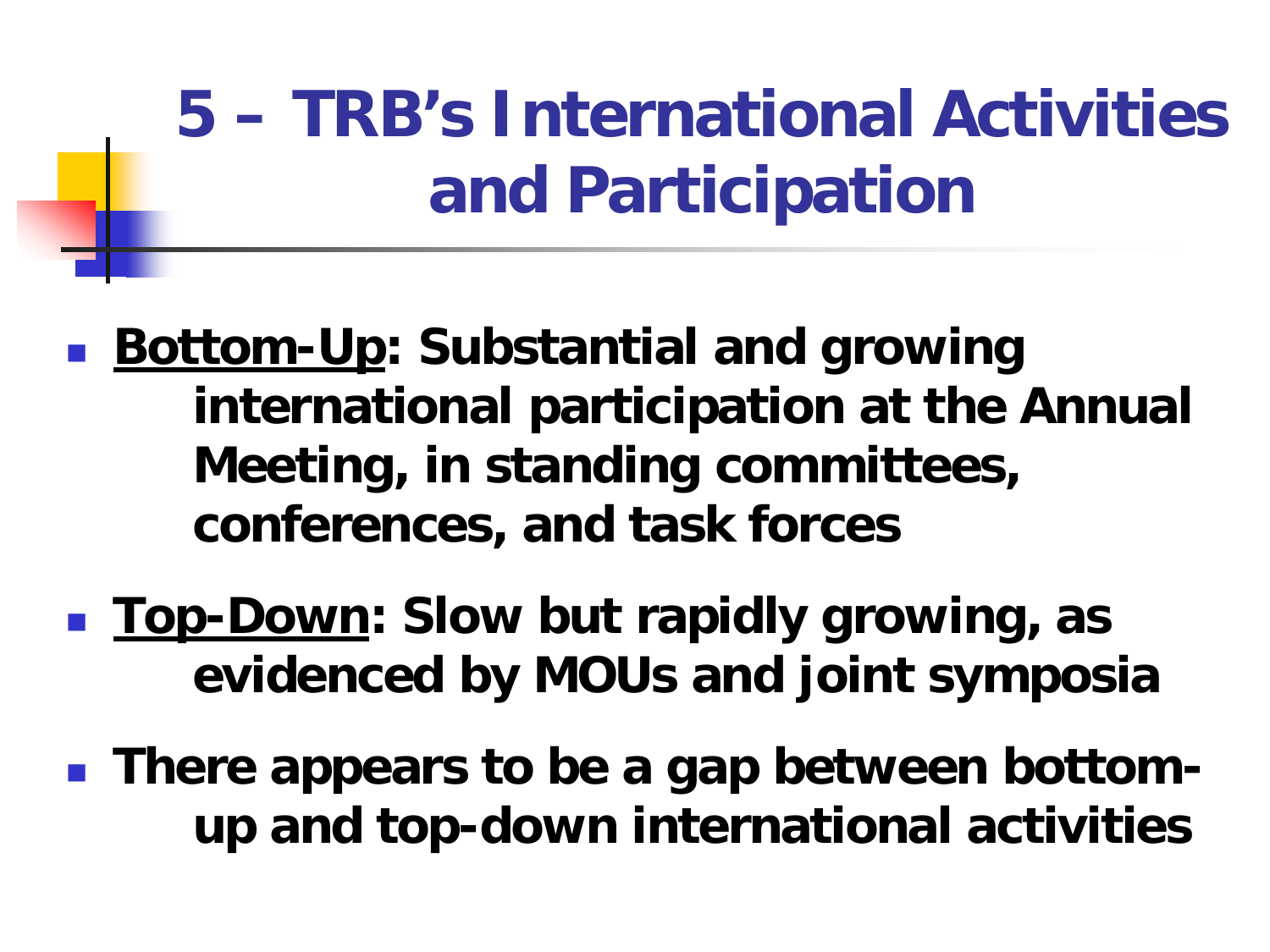# 5 – TRB's International Activities and Participation

- **Bottom-Up: Substantial and growing international participation at the Annual Meeting, in standing committees, conferences, and task forces**
- **Top-Down: Slow but rapidly growing, as evidenced by MOUs and joint symposia**
- **There appears to be a gap between bottom-up and top-down international activities**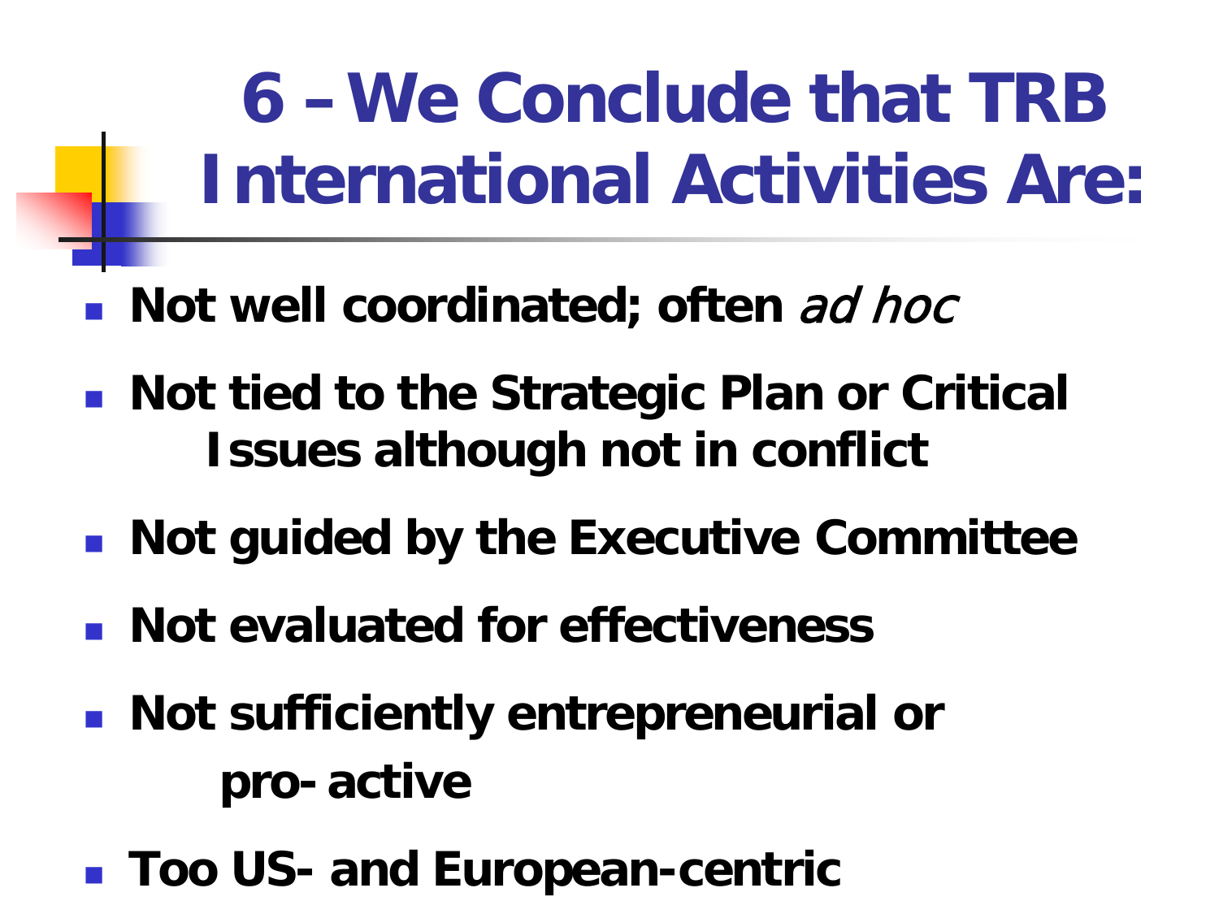# 6 – We Conclude that TRB International Activities Are:

- Not well coordinated; often *ad hoc*
- Not tied to the Strategic Plan or Critical Issues although not in conflict
- Not guided by the Executive Committee
- Not evaluated for effectiveness
- Not sufficiently entrepreneurial or pro-active
- Too US- and European-centric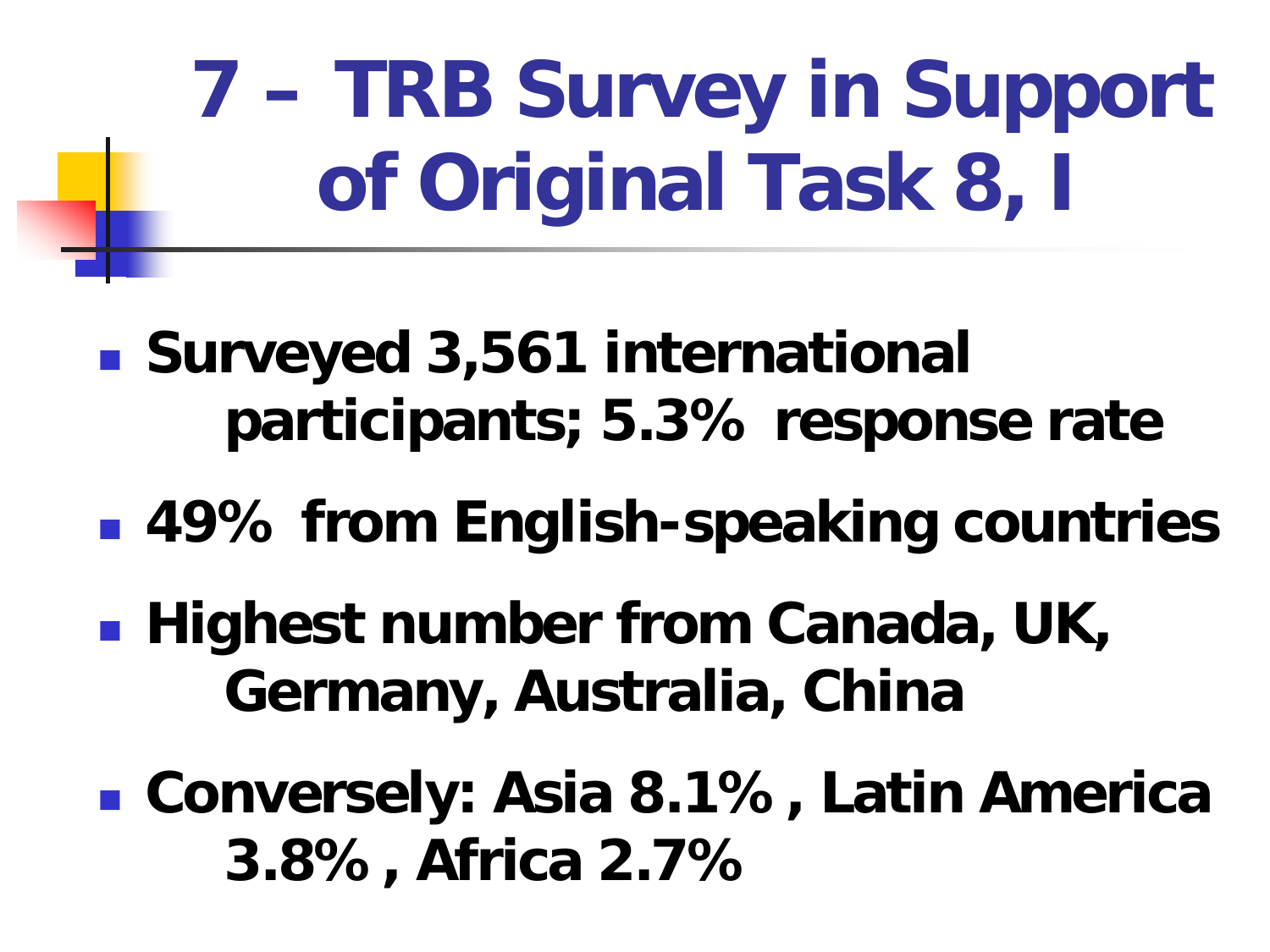# 7 – TRB Survey in Support of Original Task 8, I

- **Surveyed 3,561 international participants; 5.3% response rate**
- **49% from English-speaking countries**
- **Highest number from Canada, UK, Germany, Australia, China**
- **Conversely: Asia 8.1%, Latin America 3.8%, Africa 2.7%**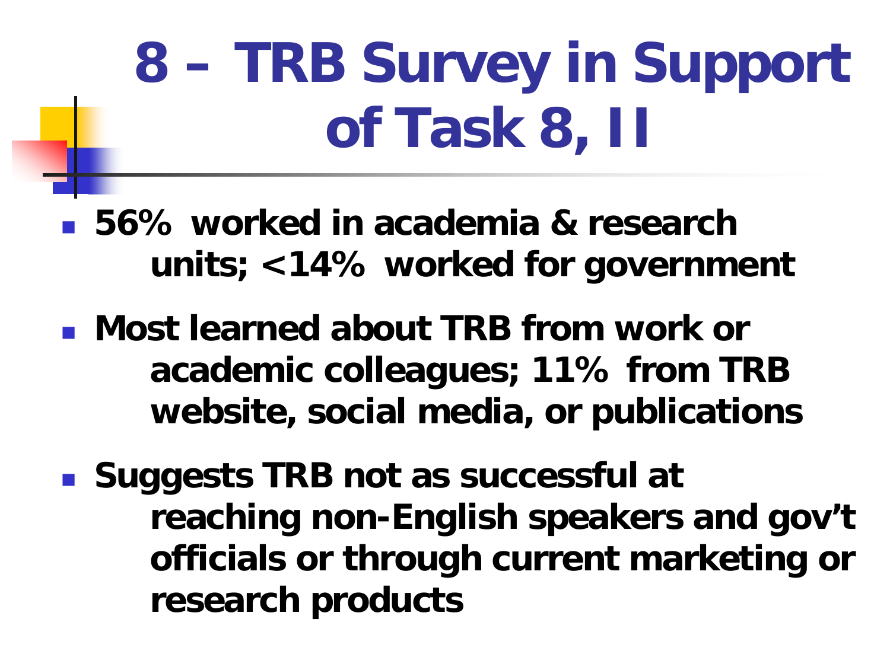# 8 – TRB Survey in Support of Task 8, II

- **56% worked in academia & research units; <14% worked for government**
- **Most learned about TRB from work or academic colleagues; 11% from TRB website, social media, or publications**
- **Suggests TRB not as successful at reaching non-English speakers and gov't officials or through current marketing or research products**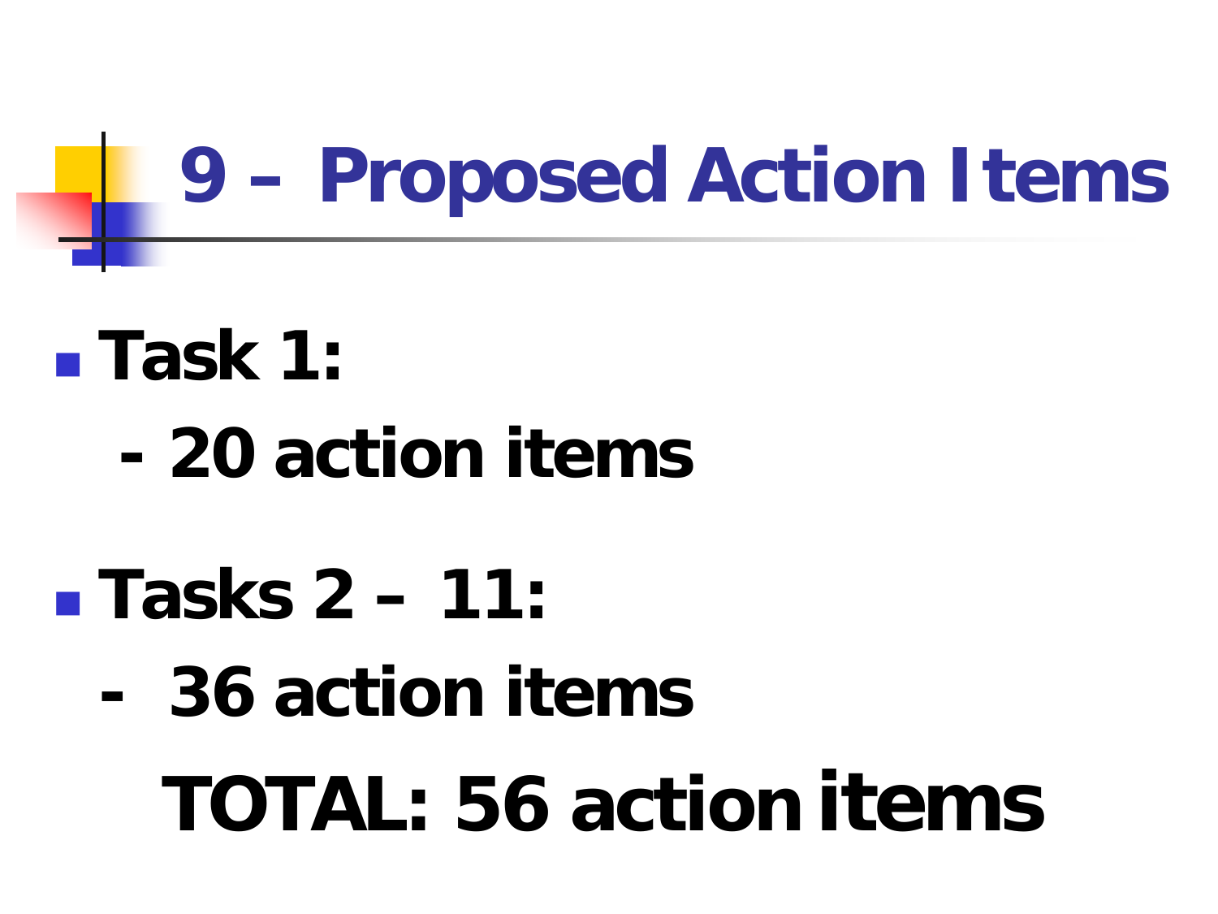# 9 – Proposed Action Items

- **Task 1:**

  **- 20 action items**

- **Tasks 2 – 11:**

  **- 36 action items**

**TOTAL: 56 action items**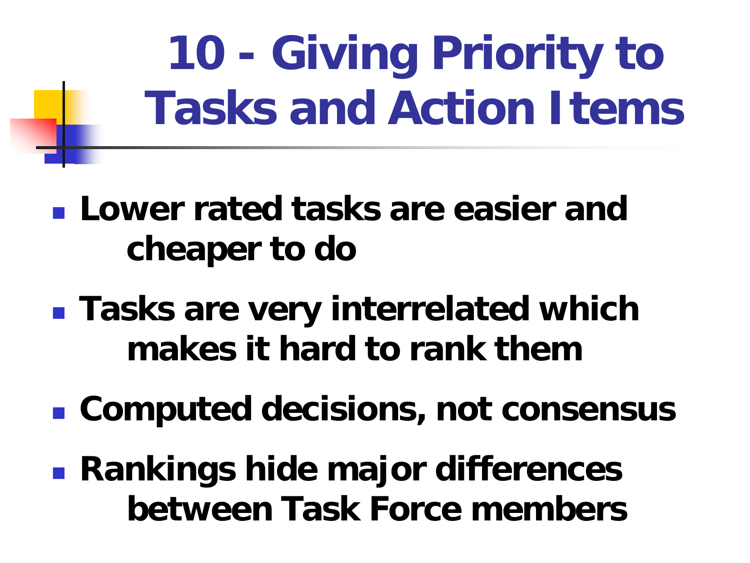# 10 - Giving Priority to Tasks and Action Items

- Lower rated tasks are easier and cheaper to do
- Tasks are very interrelated which makes it hard to rank them
- Computed decisions, not consensus
- Rankings hide major differences between Task Force members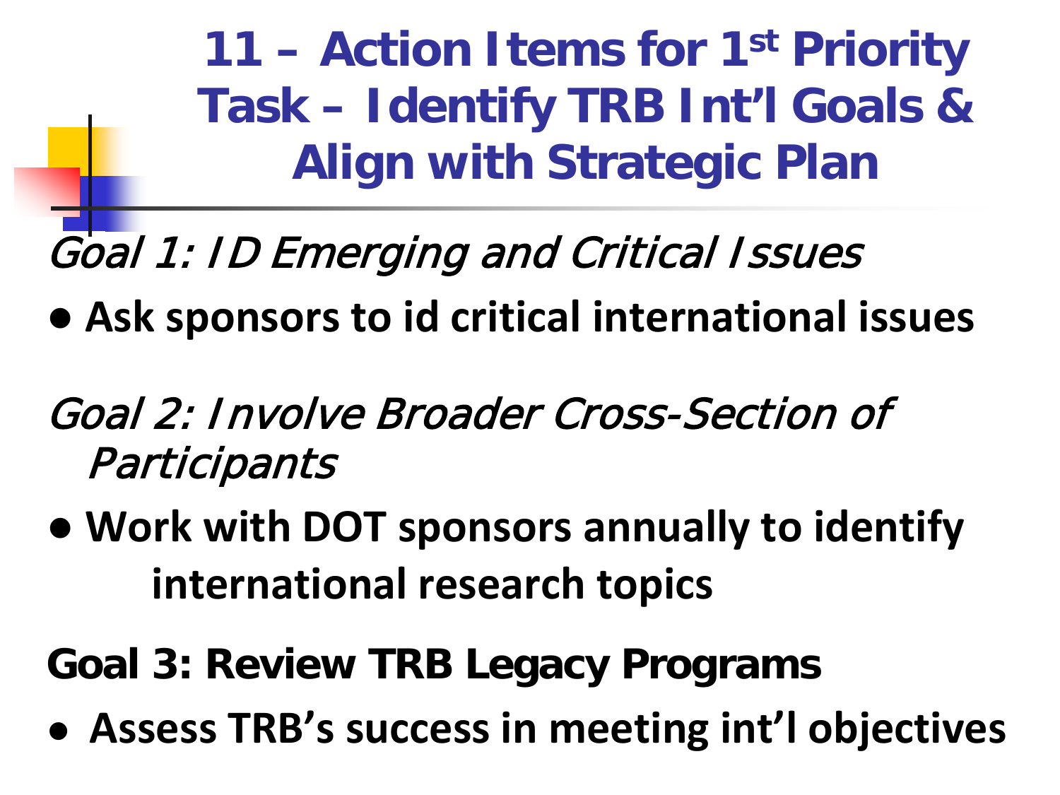# 11 – Action Items for 1st Priority Task – Identify TRB Int'l Goals & Align with Strategic Plan

*Goal 1: ID Emerging and Critical Issues*

- **Ask sponsors to id critical international issues**

*Goal 2: Involve Broader Cross-Section of Participants*

- **Work with DOT sponsors annually to identify international research topics**

**Goal 3: Review TRB Legacy Programs**

- **Assess TRB's success in meeting int'l objectives**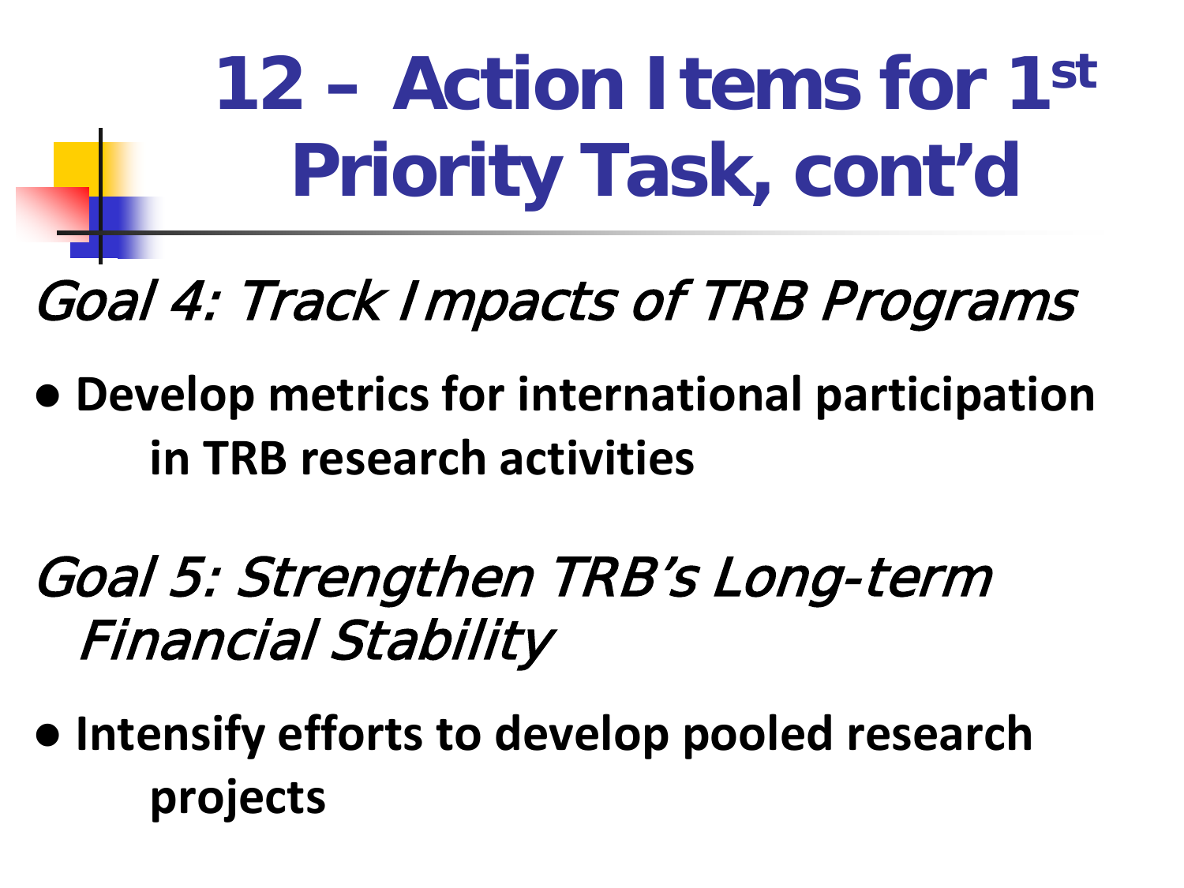# 12 – Action Items for 1st Priority Task, cont'd

*Goal 4: Track Impacts of TRB Programs*

- **Develop metrics for international participation in TRB research activities**

*Goal 5: Strengthen TRB's Long-term Financial Stability*

- **Intensify efforts to develop pooled research projects**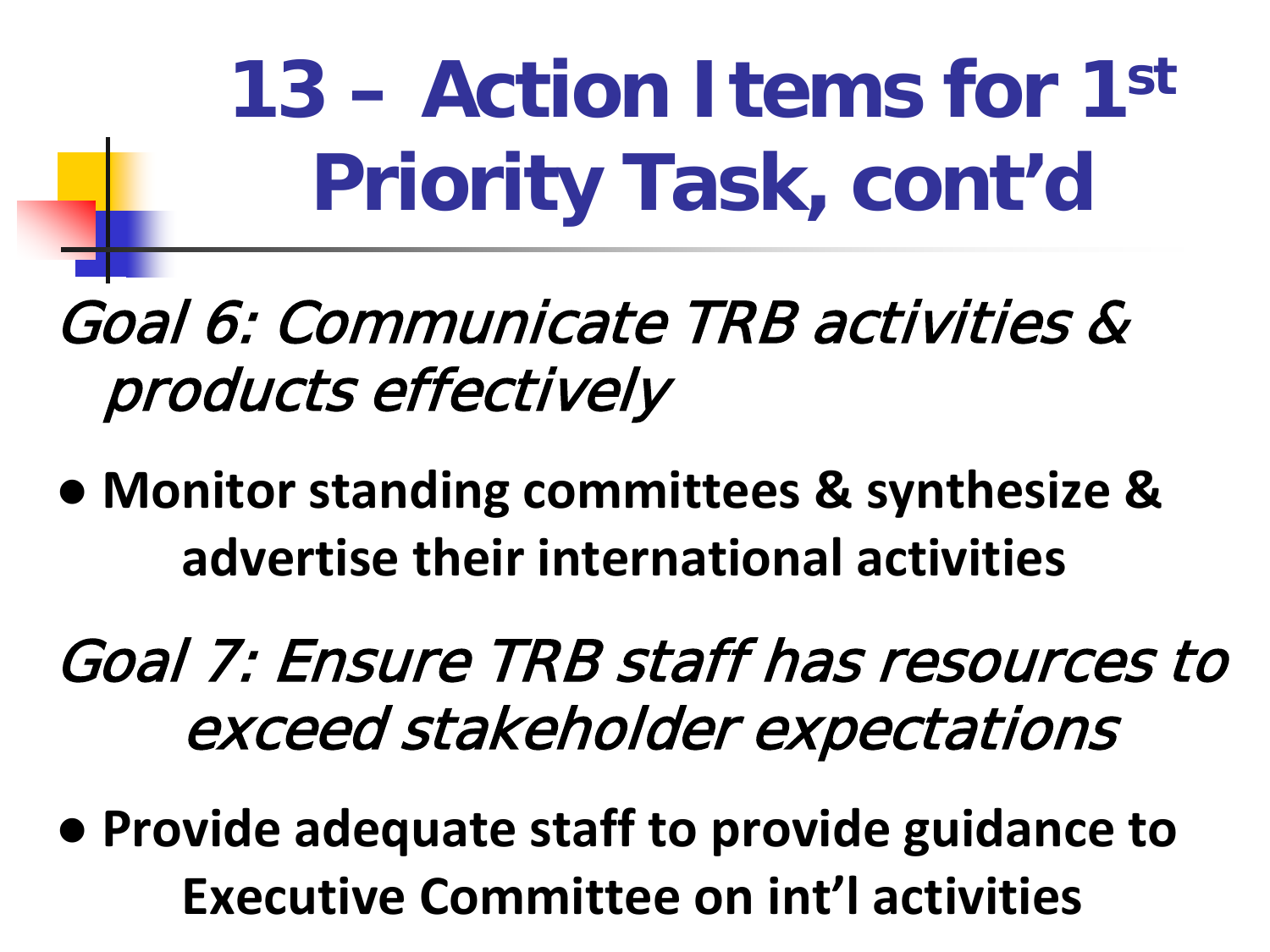# 13 – Action Items for 1st Priority Task, cont'd

*Goal 6: Communicate TRB activities & products effectively*

- **Monitor standing committees & synthesize & advertise their international activities**

*Goal 7: Ensure TRB staff has resources to exceed stakeholder expectations*

- **Provide adequate staff to provide guidance to Executive Committee on int'l activities**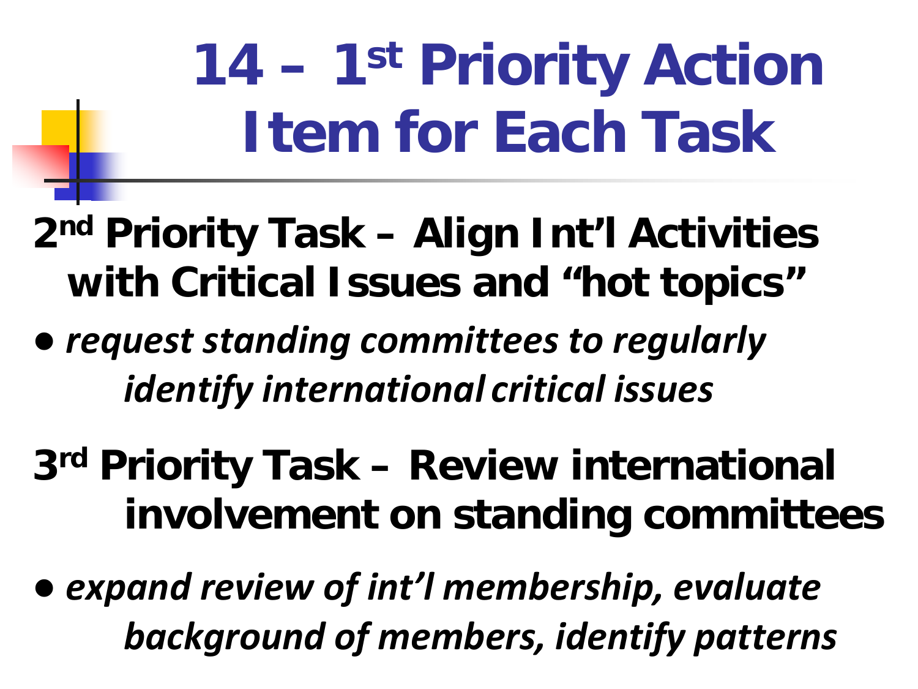# 14 – 1st Priority Action Item for Each Task

## 2nd Priority Task – Align Int'l Activities with Critical Issues and "hot topics"

- *request standing committees to regularly identify international critical issues*

## 3rd Priority Task – Review international involvement on standing committees

- *expand review of int'l membership, evaluate background of members, identify patterns*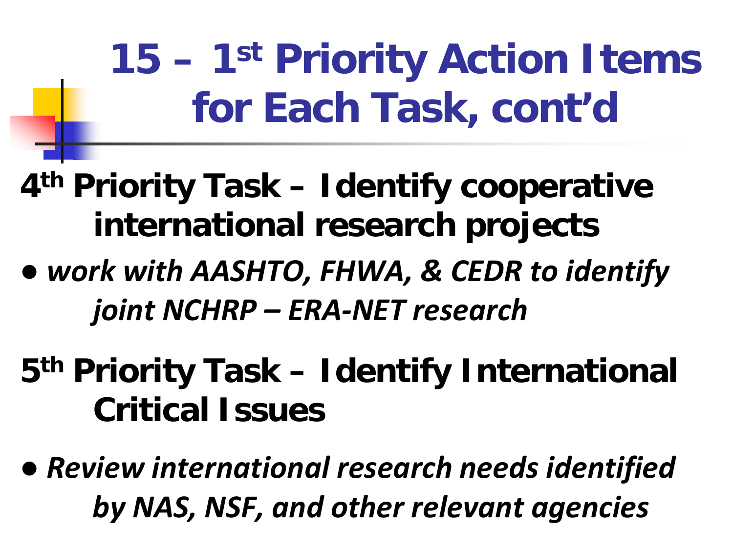# 15 – 1st Priority Action Items for Each Task, cont'd

**4th Priority Task – Identify cooperative international research projects**

- *work with AASHTO, FHWA, & CEDR to identify joint NCHRP – ERA-NET research*

**5th Priority Task – Identify International Critical Issues**

- *Review international research needs identified by NAS, NSF, and other relevant agencies*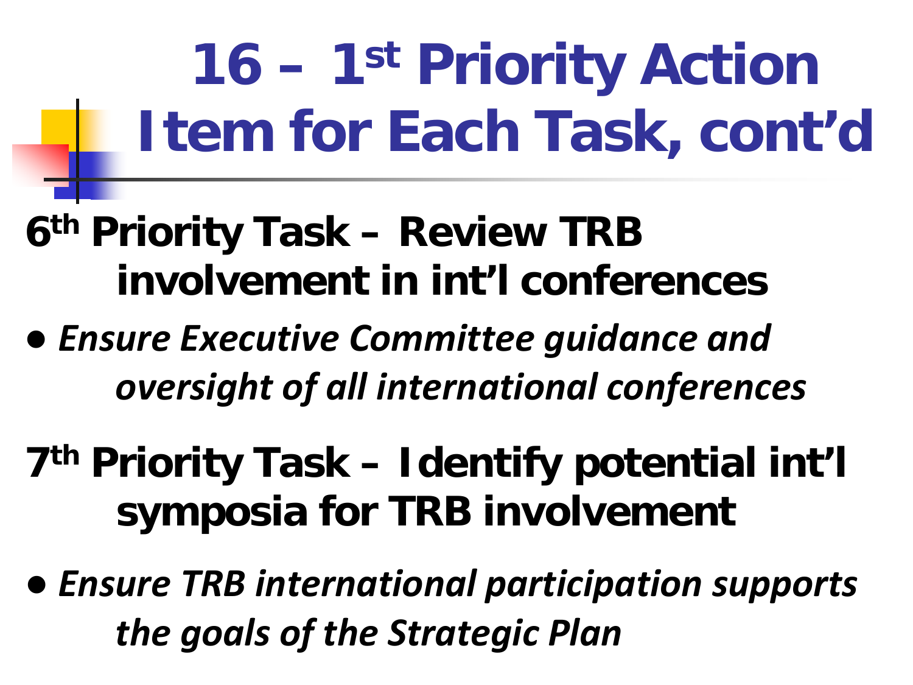# 16 – 1st Priority Action Item for Each Task, cont'd

## 6th Priority Task – Review TRB involvement in int'l conferences

- *Ensure Executive Committee guidance and oversight of all international conferences*

## 7th Priority Task – Identify potential int'l symposia for TRB involvement

- *Ensure TRB international participation supports the goals of the Strategic Plan*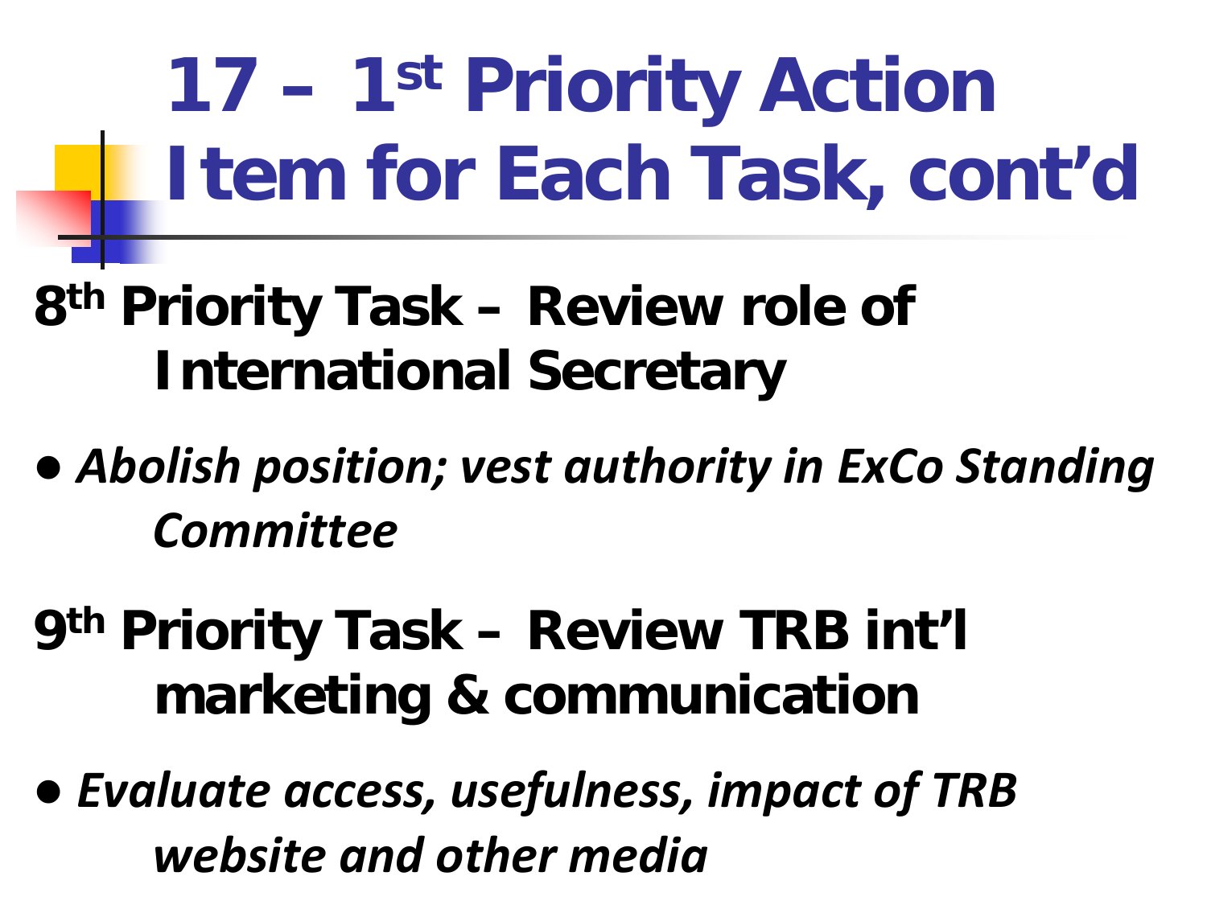# 17 – 1st Priority Action Item for Each Task, cont'd

## 8th Priority Task – Review role of International Secretary

- *Abolish position; vest authority in ExCo Standing Committee*

## 9th Priority Task – Review TRB int'l marketing & communication

- *Evaluate access, usefulness, impact of TRB website and other media*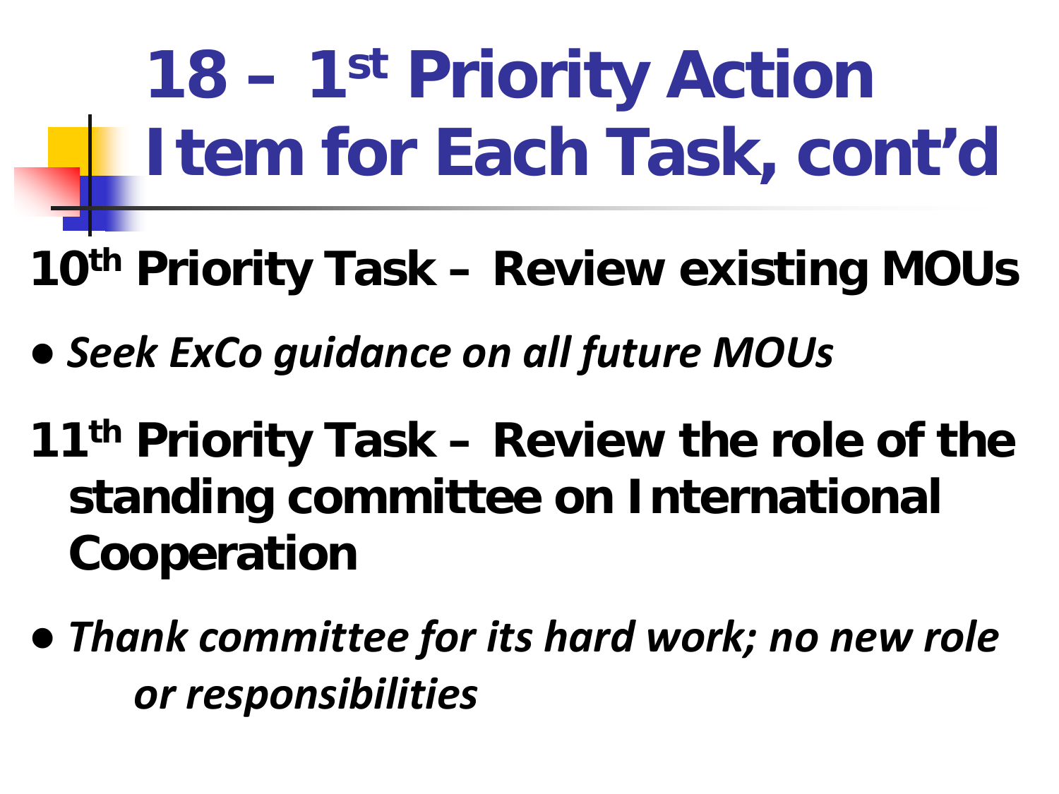# 18 – 1st Priority Action Item for Each Task, cont'd

**10th Priority Task – Review existing MOUs**

- *Seek ExCo guidance on all future MOUs*

**11th Priority Task – Review the role of the standing committee on International Cooperation**

- *Thank committee for its hard work; no new role or responsibilities*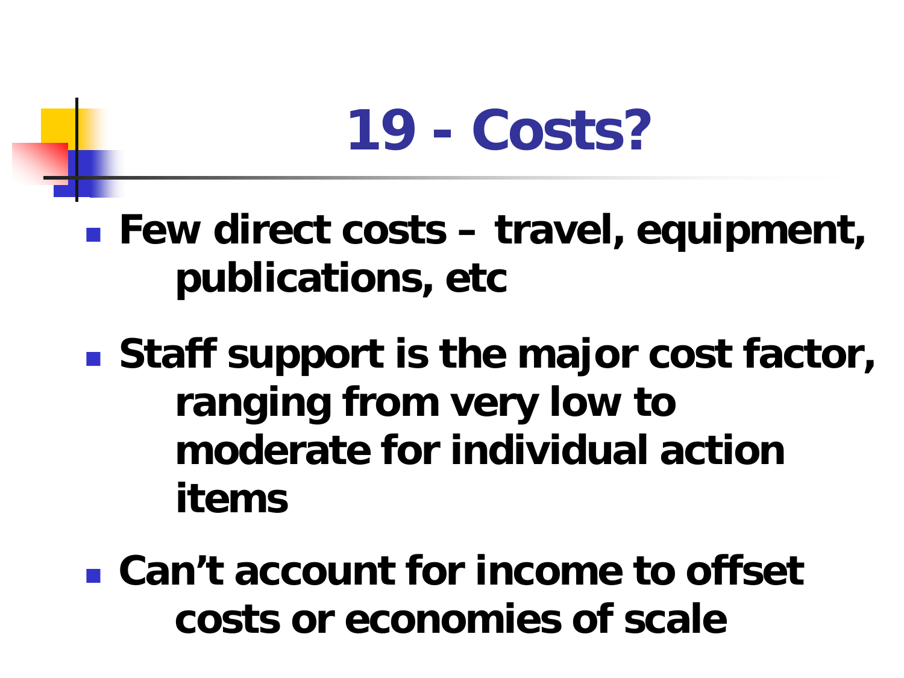# 19 - Costs?

- **Few direct costs – travel, equipment, publications, etc**
- **Staff support is the major cost factor, ranging from very low to moderate for individual action items**
- **Can't account for income to offset costs or economies of scale**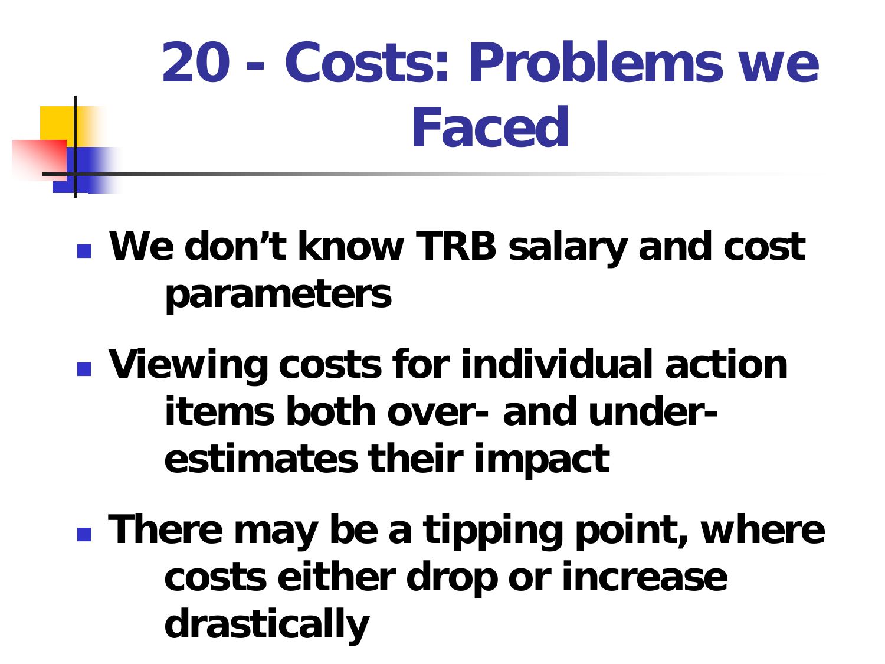# 20 - Costs: Problems we Faced

- **We don’t know TRB salary and cost parameters**
- **Viewing costs for individual action items both over- and under-estimates their impact**
- **There may be a tipping point, where costs either drop or increase drastically**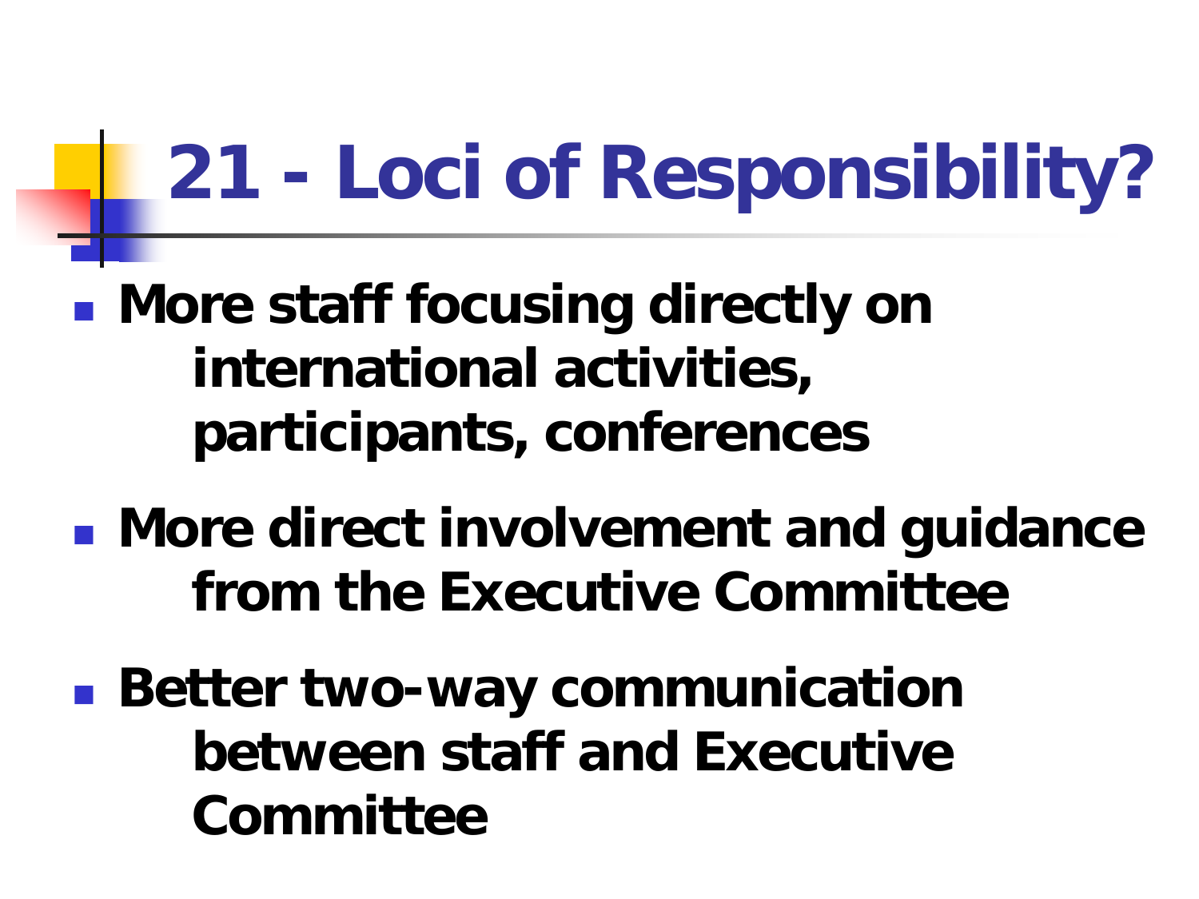# 21 - Loci of Responsibility?

- **More staff focusing directly on international activities, participants, conferences**
- **More direct involvement and guidance from the Executive Committee**
- **Better two-way communication between staff and Executive Committee**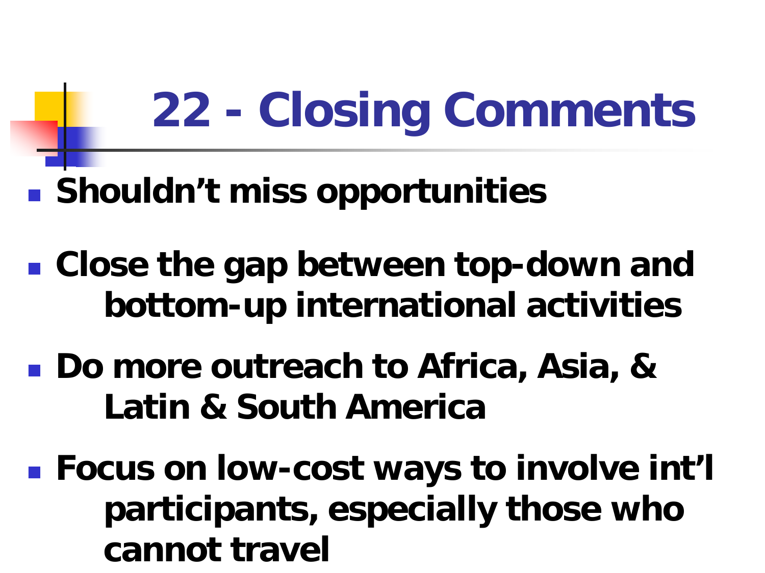# 22 - Closing Comments

- **Shouldn't miss opportunities**
- **Close the gap between top-down and bottom-up international activities**
- **Do more outreach to Africa, Asia, & Latin & South America**
- **Focus on low-cost ways to involve int'l participants, especially those who cannot travel**